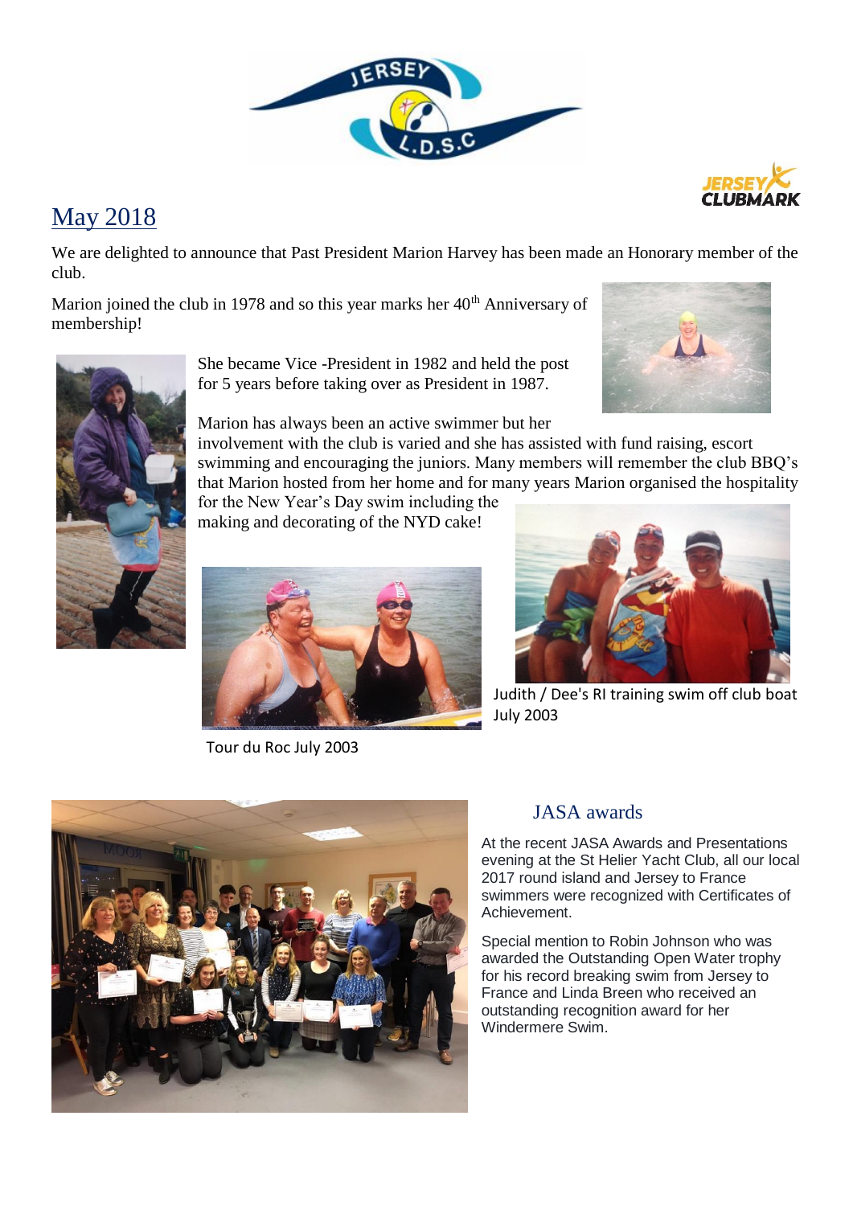## May 2018

We are delighted to announce that Past President Marion Harvey has been made an Honorary member of the club.

Marion joined the club in 1978 and so this year marks her 40th Anniversary of membership!

She became Vice -President in 1982 and held the post for 5 years before taking over as President in 1987.

Marion has always been an active swimmer but her involvement with the club is varied and she has assisted with fund raising, escort swimming and encouraging the juniors. Many members will remember the club BBQ's that Marion hosted from her home and for many years Marion organised the hospitality for the New Year's Day swim including the making and decorating of the NYD cake!

Tour du Roc July 2003

Judith / Dee's RI training swim off club boat July 2003

### JASA awards

At the recent JASA Awards and Presentations evening at the St Helier Yacht Club, all our local 2017 round island and Jersey to France swimmers were recognized with Certificates of Achievement.

Special mention to Robin Johnson who was awarded the Outstanding Open Water trophy for his record breaking swim from Jersey to France and Linda Breen who received an outstanding recognition award for her Windermere Swim.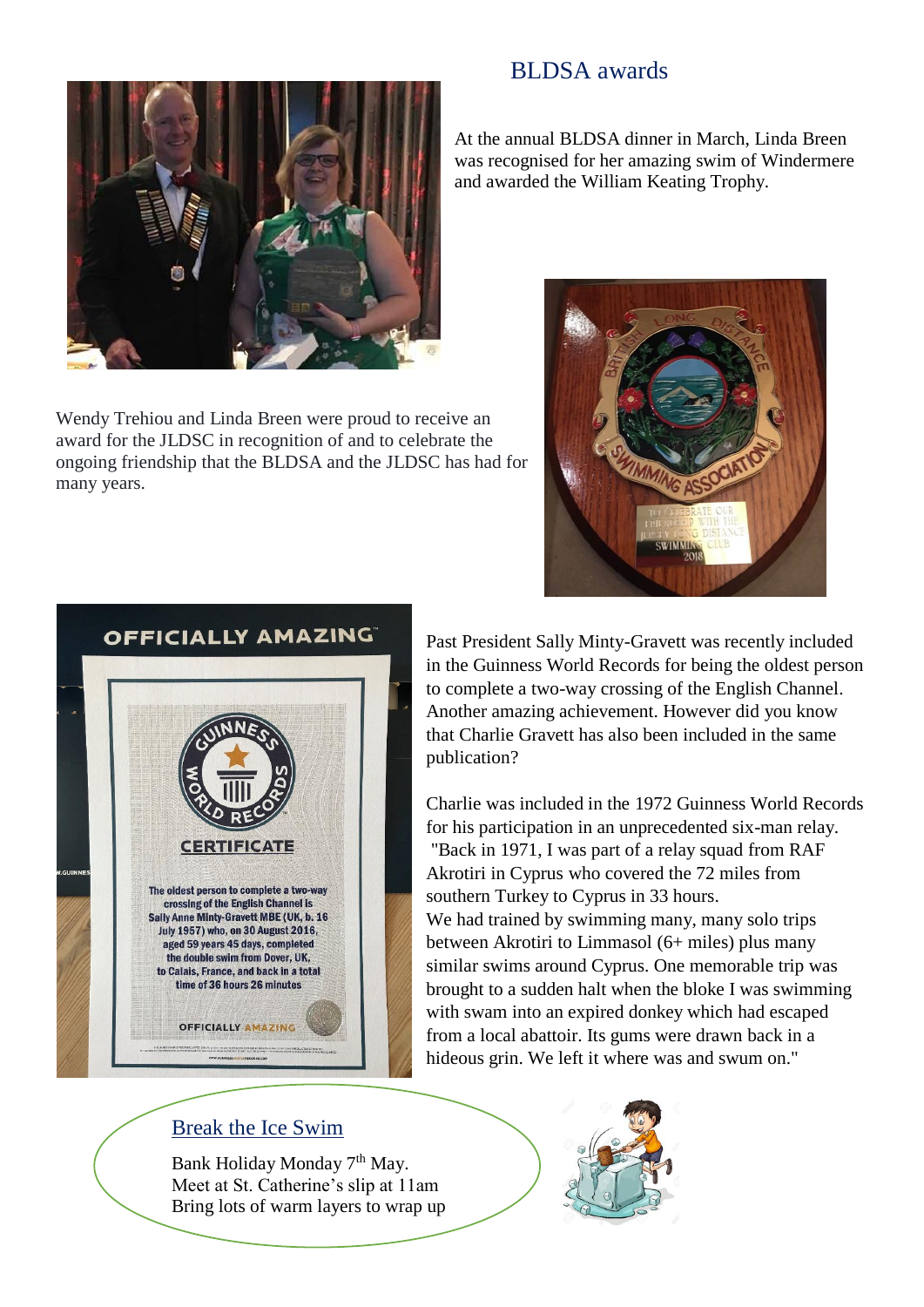## BLDSA awards

At the annual BLDSA dinner in March, Linda Breen was recognised for her amazing swim of Windermere and awarded the William Keating Trophy.

Wendy Trehiou and Linda Breen were proud to receive an award for the JLDSC in recognition of and to celebrate the ongoing friendship that the BLDSA and the JLDSC has had for many years.

Past President Sally Minty-Gravett was recently included in the Guinness World Records for being the oldest person to complete a two-way crossing of the English Channel. Another amazing achievement. However did you know that Charlie Gravett has also been included in the same publication?

Charlie was included in the 1972 Guinness World Records for his participation in an unprecedented six-man relay. "Back in 1971, I was part of a relay squad from RAF Akrotiri in Cyprus who covered the 72 miles from southern Turkey to Cyprus in 33 hours.
We had trained by swimming many, many solo trips between Akrotiri to Limmasol (6+ miles) plus many similar swims around Cyprus. One memorable trip was brought to a sudden halt when the bloke I was swimming with swam into an expired donkey which had escaped from a local abattoir. Its gums were drawn back in a hideous grin. We left it where was and swum on."

### Break the Ice Swim

Bank Holiday Monday 7th May.
Meet at St. Catherine's slip at 11am
Bring lots of warm layers to wrap up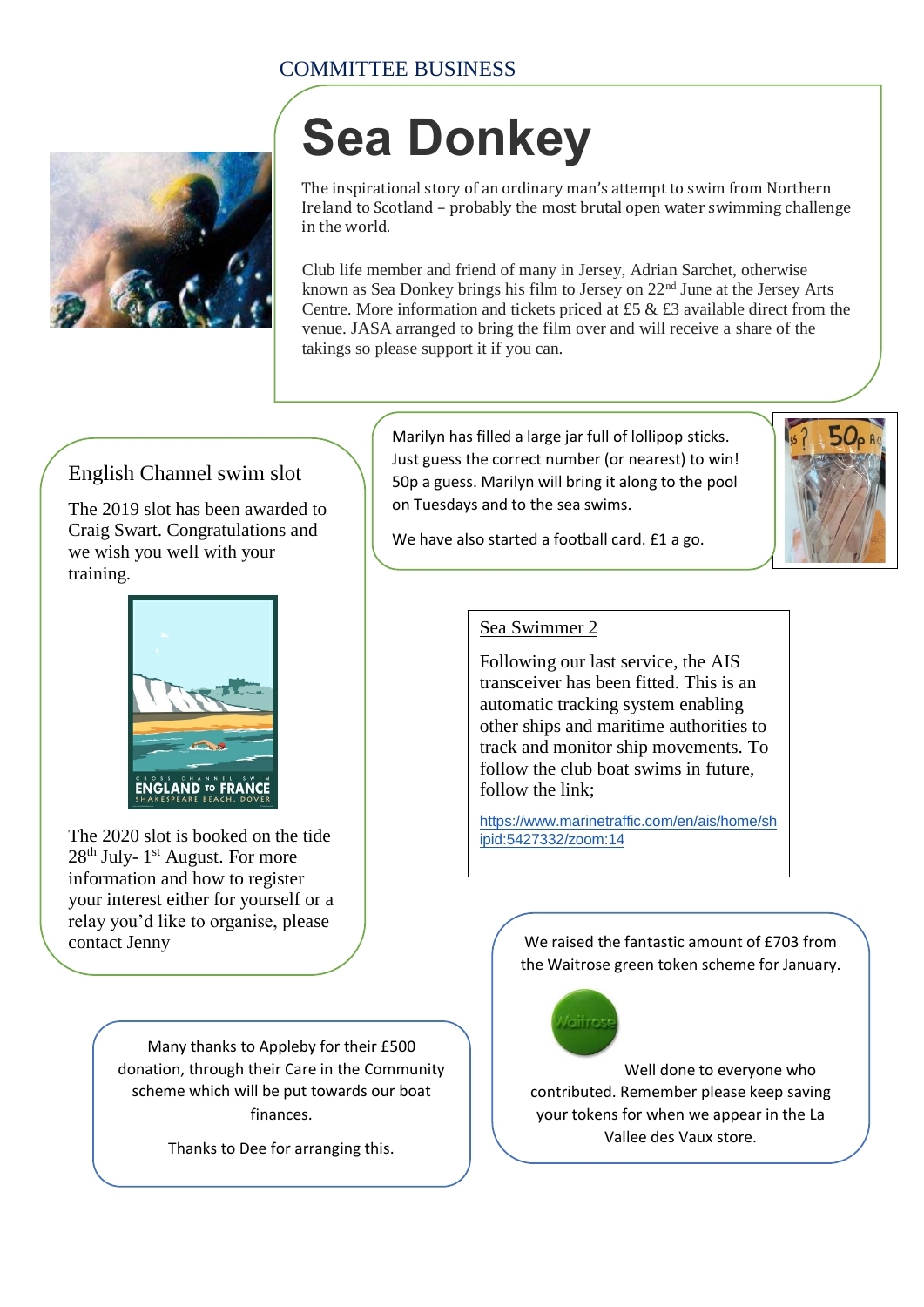COMMITTEE BUSINESS

# Sea Donkey

The inspirational story of an ordinary man's attempt to swim from Northern Ireland to Scotland – probably the most brutal open water swimming challenge in the world.

Club life member and friend of many in Jersey, Adrian Sarchet, otherwise known as Sea Donkey brings his film to Jersey on 22nd June at the Jersey Arts Centre. More information and tickets priced at £5 & £3 available direct from the venue. JASA arranged to bring the film over and will receive a share of the takings so please support it if you can.

## English Channel swim slot

The 2019 slot has been awarded to Craig Swart. Congratulations and we wish you well with your training.

The 2020 slot is booked on the tide 28th July- 1st August. For more information and how to register your interest either for yourself or a relay you'd like to organise, please contact Jenny

Marilyn has filled a large jar full of lollipop sticks. Just guess the correct number (or nearest) to win! 50p a guess. Marilyn will bring it along to the pool on Tuesdays and to the sea swims.

We have also started a football card. £1 a go.

## Sea Swimmer 2

Following our last service, the AIS transceiver has been fitted. This is an automatic tracking system enabling other ships and maritime authorities to track and monitor ship movements. To follow the club boat swims in future, follow the link;

https://www.marinetraffic.com/en/ais/home/shipid:5427332/zoom:14

We raised the fantastic amount of £703 from the Waitrose green token scheme for January.

Well done to everyone who contributed. Remember please keep saving your tokens for when we appear in the La Vallee des Vaux store.

Many thanks to Appleby for their £500 donation, through their Care in the Community scheme which will be put towards our boat finances.

Thanks to Dee for arranging this.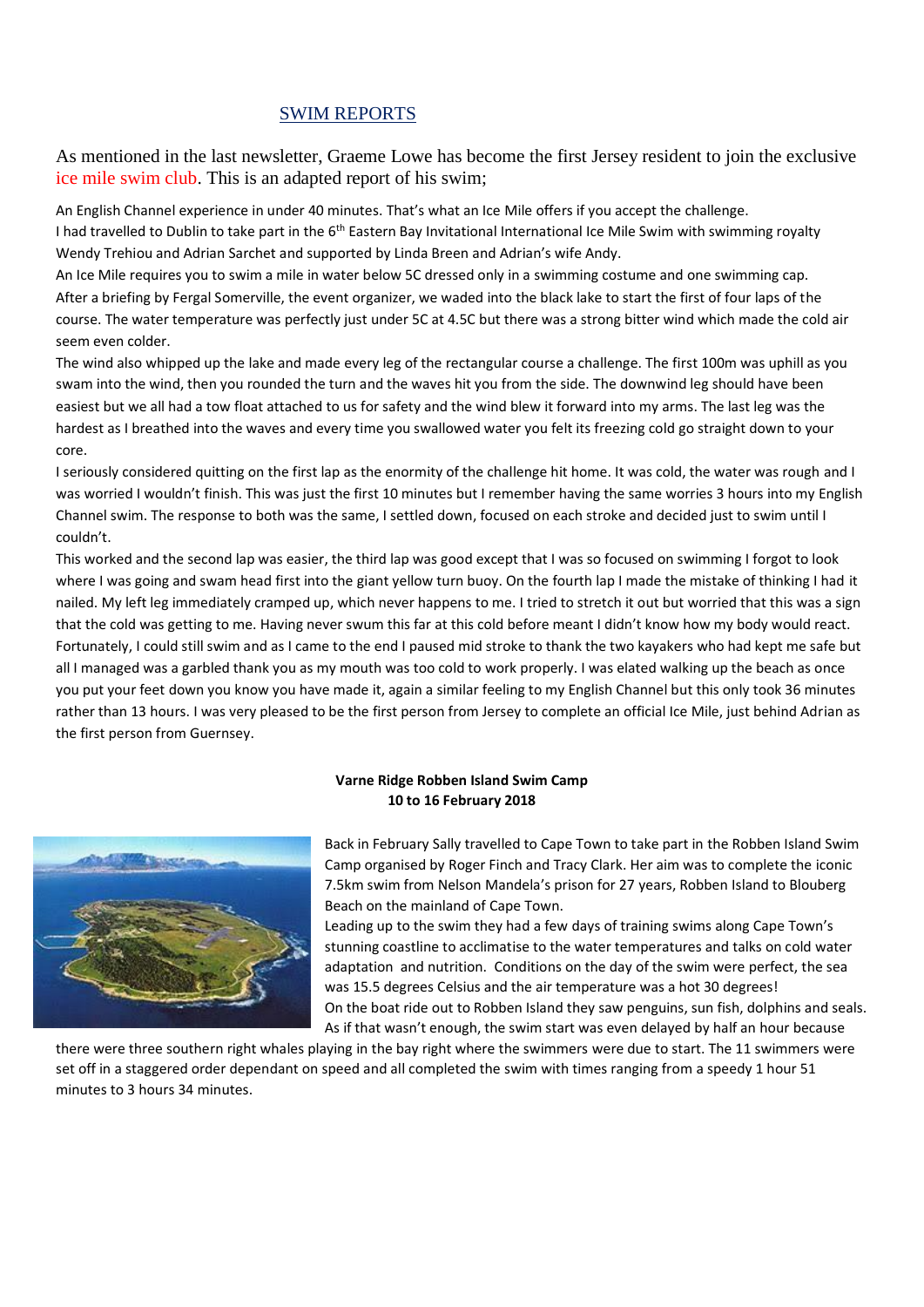## SWIM REPORTS

As mentioned in the last newsletter, Graeme Lowe has become the first Jersey resident to join the exclusive ice mile swim club. This is an adapted report of his swim;

An English Channel experience in under 40 minutes. That's what an Ice Mile offers if you accept the challenge.
I had travelled to Dublin to take part in the 6th Eastern Bay Invitational International Ice Mile Swim with swimming royalty Wendy Trehiou and Adrian Sarchet and supported by Linda Breen and Adrian's wife Andy.
An Ice Mile requires you to swim a mile in water below 5C dressed only in a swimming costume and one swimming cap.
After a briefing by Fergal Somerville, the event organizer, we waded into the black lake to start the first of four laps of the course. The water temperature was perfectly just under 5C at 4.5C but there was a strong bitter wind which made the cold air seem even colder.
The wind also whipped up the lake and made every leg of the rectangular course a challenge. The first 100m was uphill as you swam into the wind, then you rounded the turn and the waves hit you from the side. The downwind leg should have been easiest but we all had a tow float attached to us for safety and the wind blew it forward into my arms. The last leg was the hardest as I breathed into the waves and every time you swallowed water you felt its freezing cold go straight down to your core.
I seriously considered quitting on the first lap as the enormity of the challenge hit home. It was cold, the water was rough and I was worried I wouldn't finish. This was just the first 10 minutes but I remember having the same worries 3 hours into my English Channel swim. The response to both was the same, I settled down, focused on each stroke and decided just to swim until I couldn't.
This worked and the second lap was easier, the third lap was good except that I was so focused on swimming I forgot to look where I was going and swam head first into the giant yellow turn buoy. On the fourth lap I made the mistake of thinking I had it nailed. My left leg immediately cramped up, which never happens to me. I tried to stretch it out but worried that this was a sign that the cold was getting to me. Having never swum this far at this cold before meant I didn't know how my body would react. Fortunately, I could still swim and as I came to the end I paused mid stroke to thank the two kayakers who had kept me safe but all I managed was a garbled thank you as my mouth was too cold to work properly. I was elated walking up the beach as once you put your feet down you know you have made it, again a similar feeling to my English Channel but this only took 36 minutes rather than 13 hours. I was very pleased to be the first person from Jersey to complete an official Ice Mile, just behind Adrian as the first person from Guernsey.

**Varne Ridge Robben Island Swim Camp**
**10 to 16 February 2018**

Back in February Sally travelled to Cape Town to take part in the Robben Island Swim Camp organised by Roger Finch and Tracy Clark. Her aim was to complete the iconic 7.5km swim from Nelson Mandela's prison for 27 years, Robben Island to Blouberg Beach on the mainland of Cape Town.
Leading up to the swim they had a few days of training swims along Cape Town's stunning coastline to acclimatise to the water temperatures and talks on cold water adaptation and nutrition. Conditions on the day of the swim were perfect, the sea was 15.5 degrees Celsius and the air temperature was a hot 30 degrees!
On the boat ride out to Robben Island they saw penguins, sun fish, dolphins and seals. As if that wasn't enough, the swim start was even delayed by half an hour because there were three southern right whales playing in the bay right where the swimmers were due to start. The 11 swimmers were set off in a staggered order dependant on speed and all completed the swim with times ranging from a speedy 1 hour 51 minutes to 3 hours 34 minutes.